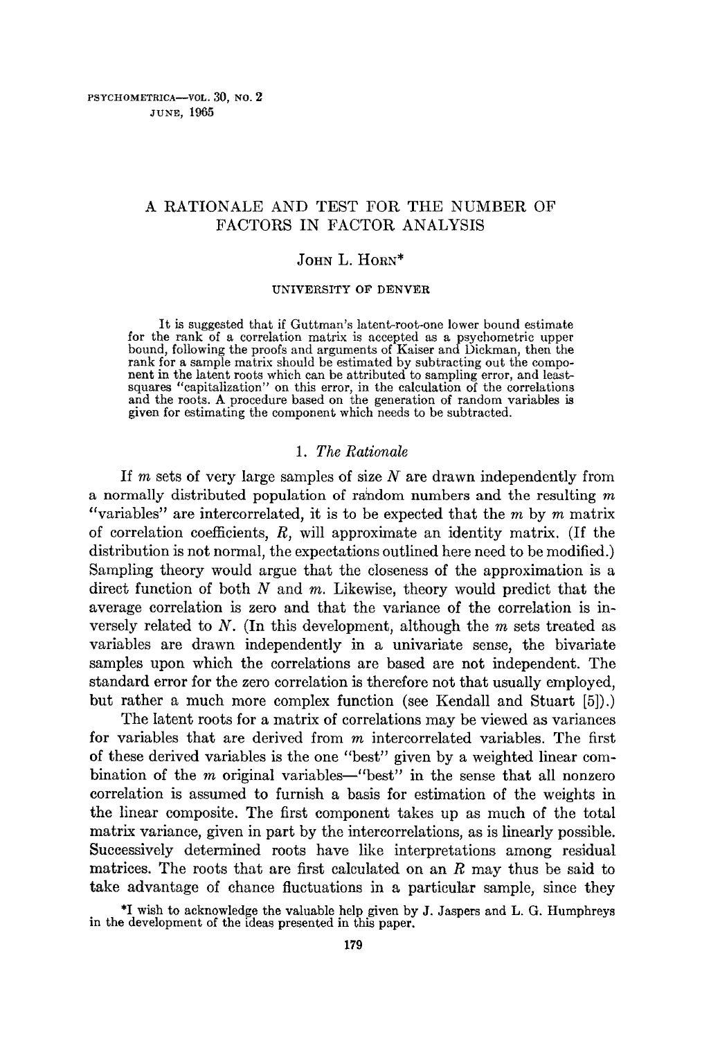# A RATIONALE AND TEST FOR THE NUMBER OF FACTORS IN FACTOR ANALYSIS

JOHN L. HORN*

UNIVERSITY OF DENVER

It is suggested that if Guttman's latent-root-one lower bound estimate for the rank of a correlation matrix is accepted as a psychometric upper bound, following the proofs and arguments of Kaiser and Dickman, then the rank for a sample matrix should be estimated by subtracting out the component in the latent roots which can be attributed to sampling error, and least-squares "capitalization" on this error, in the calculation of the correlations and the roots. A procedure based on the generation of random variables is given for estimating the component which needs to be subtracted.

## 1. *The Rationale*

If $m$ sets of very large samples of size $N$ are drawn independently from a normally distributed population of random numbers and the resulting $m$ "variables" are intercorrelated, it is to be expected that the $m$ by $m$ matrix of correlation coefficients, $R$, will approximate an identity matrix. (If the distribution is not normal, the expectations outlined here need to be modified.) Sampling theory would argue that the closeness of the approximation is a direct function of both $N$ and $m$. Likewise, theory would predict that the average correlation is zero and that the variance of the correlation is inversely related to $N$. (In this development, although the $m$ sets treated as variables are drawn independently in a univariate sense, the bivariate samples upon which the correlations are based are not independent. The standard error for the zero correlation is therefore not that usually employed, but rather a much more complex function (see Kendall and Stuart [5]).)

The latent roots for a matrix of correlations may be viewed as variances for variables that are derived from $m$ intercorrelated variables. The first of these derived variables is the one "best" given by a weighted linear combination of the $m$ original variables—"best" in the sense that all nonzero correlation is assumed to furnish a basis for estimation of the weights in the linear composite. The first component takes up as much of the total matrix variance, given in part by the intercorrelations, as is linearly possible. Successively determined roots have like interpretations among residual matrices. The roots that are first calculated on an $R$ may thus be said to take advantage of chance fluctuations in a particular sample, since they

*I wish to acknowledge the valuable help given by J. Jaspers and L. G. Humphreys in the development of the ideas presented in this paper.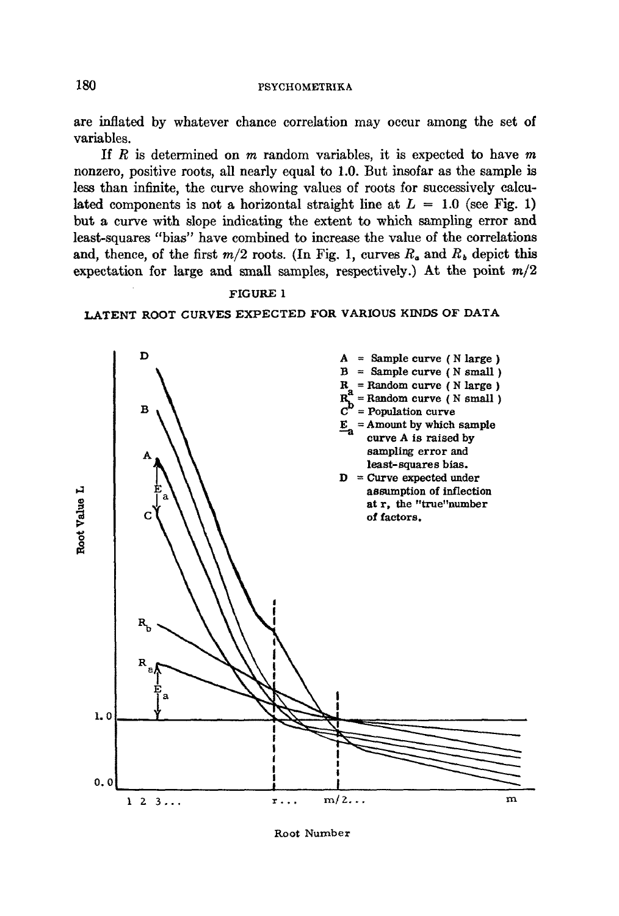are inflated by whatever chance correlation may occur among the set of variables.

If $R$ is determined on $m$ random variables, it is expected to have $m$ nonzero, positive roots, all nearly equal to 1.0. But insofar as the sample is less than infinite, the curve showing values of roots for successively calculated components is not a horizontal straight line at $L = 1.0$ (see Fig. 1) but a curve with slope indicating the extent to which sampling error and least-squares "bias" have combined to increase the value of the correlations and, thence, of the first $m/2$ roots. (In Fig. 1, curves $R_a$ and $R_b$ depict this expectation for large and small samples, respectively.) At the point $m/2$

FIGURE 1

LATENT ROOT CURVES EXPECTED FOR VARIOUS KINDS OF DATA

A = Sample curve ( N large )
B = Sample curve ( N small )
$R_a$ = Random curve ( N large )
$R_b$ = Random curve ( N small )
C = Population curve
$E_a$ = Amount by which sample curve A is raised by sampling error and least-squares bias.
D = Curve expected under assumption of inflection at r, the "true" number of factors.

Root Value L

Root Number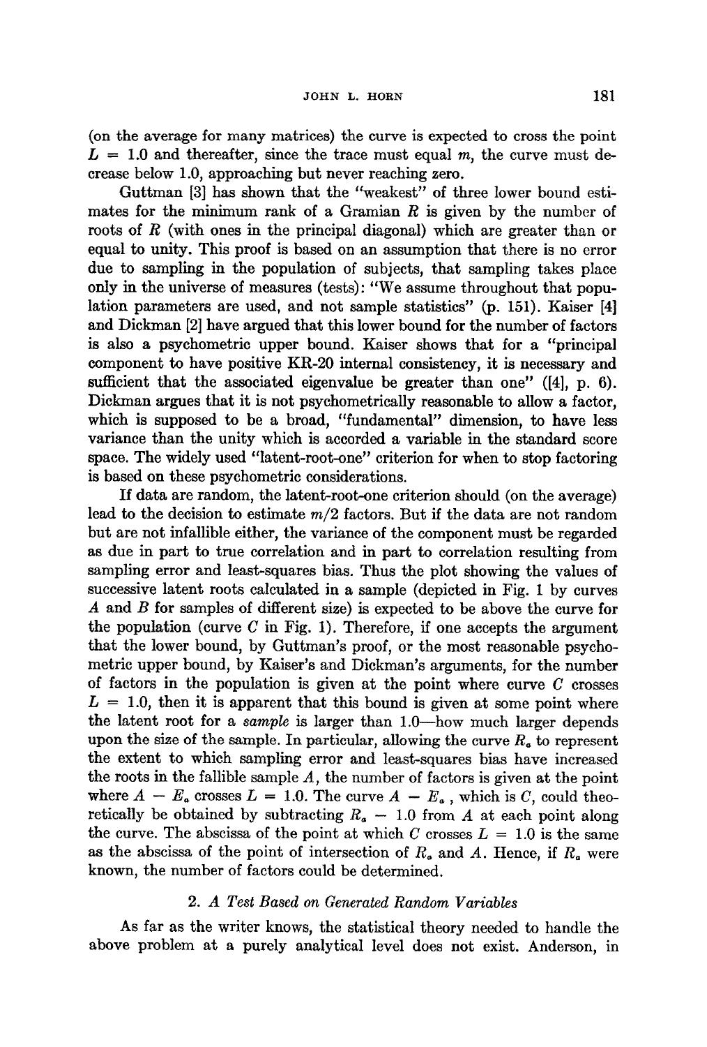(on the average for many matrices) the curve is expected to cross the point $L = 1.0$ and thereafter, since the trace must equal $m$, the curve must decrease below 1.0, approaching but never reaching zero.

Guttman [3] has shown that the "weakest" of three lower bound estimates for the minimum rank of a Gramian $R$ is given by the number of roots of $R$ (with ones in the principal diagonal) which are greater than or equal to unity. This proof is based on an assumption that there is no error due to sampling in the population of subjects, that sampling takes place only in the universe of measures (tests): "We assume throughout that population parameters are used, and not sample statistics" (p. 151). Kaiser [4] and Dickman [2] have argued that this lower bound for the number of factors is also a psychometric upper bound. Kaiser shows that for a "principal component to have positive KR-20 internal consistency, it is necessary and sufficient that the associated eigenvalue be greater than one" ([4], p. 6). Dickman argues that it is not psychometrically reasonable to allow a factor, which is supposed to be a broad, "fundamental" dimension, to have less variance than the unity which is accorded a variable in the standard score space. The widely used "latent-root-one" criterion for when to stop factoring is based on these psychometric considerations.

If data are random, the latent-root-one criterion should (on the average) lead to the decision to estimate $m/2$ factors. But if the data are not random but are not infallible either, the variance of the component must be regarded as due in part to true correlation and in part to correlation resulting from sampling error and least-squares bias. Thus the plot showing the values of successive latent roots calculated in a sample (depicted in Fig. 1 by curves $A$ and $B$ for samples of different size) is expected to be above the curve for the population (curve $C$ in Fig. 1). Therefore, if one accepts the argument that the lower bound, by Guttman's proof, or the most reasonable psychometric upper bound, by Kaiser's and Dickman's arguments, for the number of factors in the population is given at the point where curve $C$ crosses $L = 1.0$, then it is apparent that this bound is given at some point where the latent root for a *sample* is larger than 1.0—how much larger depends upon the size of the sample. In particular, allowing the curve $R_a$ to represent the extent to which sampling error and least-squares bias have increased the roots in the fallible sample $A$, the number of factors is given at the point where $A - E_a$ crosses $L = 1.0$. The curve $A - E_a$, which is $C$, could theoretically be obtained by subtracting $R_a - 1.0$ from $A$ at each point along the curve. The abscissa of the point at which $C$ crosses $L = 1.0$ is the same as the abscissa of the point of intersection of $R_a$ and $A$. Hence, if $R_a$ were known, the number of factors could be determined.

## 2. *A Test Based on Generated Random Variables*

As far as the writer knows, the statistical theory needed to handle the above problem at a purely analytical level does not exist. Anderson, in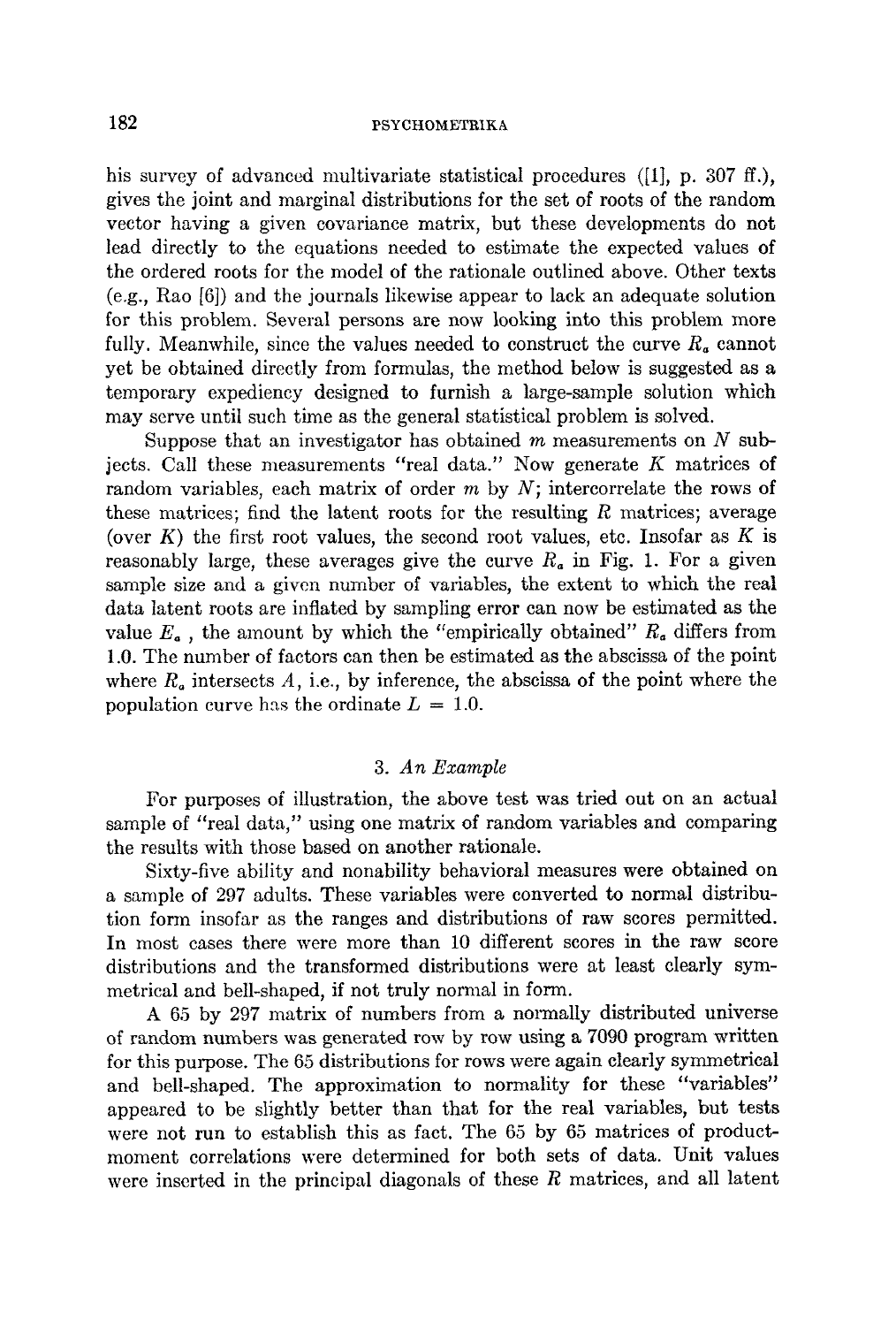his survey of advanced multivariate statistical procedures ([1], p. 307 ff.), gives the joint and marginal distributions for the set of roots of the random vector having a given covariance matrix, but these developments do not lead directly to the equations needed to estimate the expected values of the ordered roots for the model of the rationale outlined above. Other texts (e.g., Rao [6]) and the journals likewise appear to lack an adequate solution for this problem. Several persons are now looking into this problem more fully. Meanwhile, since the values needed to construct the curve $R_a$ cannot yet be obtained directly from formulas, the method below is suggested as a temporary expediency designed to furnish a large-sample solution which may serve until such time as the general statistical problem is solved.

Suppose that an investigator has obtained $m$ measurements on $N$ subjects. Call these measurements "real data." Now generate $K$ matrices of random variables, each matrix of order $m$ by $N$; intercorrelate the rows of these matrices; find the latent roots for the resulting $R$ matrices; average (over $K$) the first root values, the second root values, etc. Insofar as $K$ is reasonably large, these averages give the curve $R_a$ in Fig. 1. For a given sample size and a given number of variables, the extent to which the real data latent roots are inflated by sampling error can now be estimated as the value $E_a$, the amount by which the "empirically obtained" $R_a$ differs from 1.0. The number of factors can then be estimated as the abscissa of the point where $R_a$ intersects $A$, i.e., by inference, the abscissa of the point where the population curve has the ordinate $L = 1.0$.

### 3. *An Example*

For purposes of illustration, the above test was tried out on an actual sample of "real data," using one matrix of random variables and comparing the results with those based on another rationale.

Sixty-five ability and nonability behavioral measures were obtained on a sample of 297 adults. These variables were converted to normal distribution form insofar as the ranges and distributions of raw scores permitted. In most cases there were more than 10 different scores in the raw score distributions and the transformed distributions were at least clearly symmetrical and bell-shaped, if not truly normal in form.

A 65 by 297 matrix of numbers from a normally distributed universe of random numbers was generated row by row using a 7090 program written for this purpose. The 65 distributions for rows were again clearly symmetrical and bell-shaped. The approximation to normality for these "variables" appeared to be slightly better than that for the real variables, but tests were not run to establish this as fact. The 65 by 65 matrices of product-moment correlations were determined for both sets of data. Unit values were inserted in the principal diagonals of these $R$ matrices, and all latent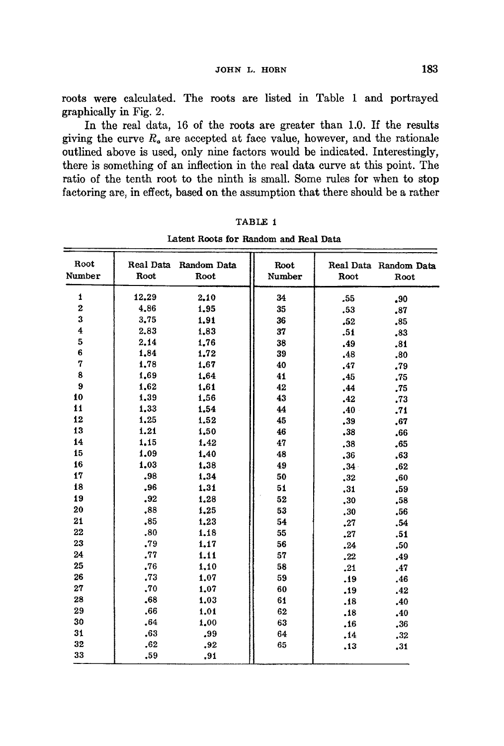roots were calculated. The roots are listed in Table 1 and portrayed graphically in Fig. 2.

In the real data, 16 of the roots are greater than 1.0. If the results giving the curve $R_o$ are accepted at face value, however, and the rationale outlined above is used, only nine factors would be indicated. Interestingly, there is something of an inflection in the real data curve at this point. The ratio of the tenth root to the ninth is small. Some rules for when to stop factoring are, in effect, based on the assumption that there should be a rather

TABLE 1

Latent Roots for Random and Real Data

| Root Number | Real Data Root | Random Data Root | Root Number | Real Data Root | Random Data Root |
|---|---|---|---|---|---|
| 1 | 12.29 | 2.10 | 34 | .55 | .90 |
| 2 | 4.86 | 1.95 | 35 | .53 | .87 |
| 3 | 3.75 | 1.91 | 36 | .52 | .85 |
| 4 | 2.83 | 1.83 | 37 | .51 | .83 |
| 5 | 2.14 | 1.76 | 38 | .49 | .81 |
| 6 | 1.84 | 1.72 | 39 | .48 | .80 |
| 7 | 1.78 | 1.67 | 40 | .47 | .79 |
| 8 | 1.69 | 1.64 | 41 | .45 | .75 |
| 9 | 1.62 | 1.61 | 42 | .44 | .75 |
| 10 | 1.39 | 1.56 | 43 | .42 | .73 |
| 11 | 1.33 | 1.54 | 44 | .40 | .71 |
| 12 | 1.25 | 1.52 | 45 | .39 | .67 |
| 13 | 1.21 | 1.50 | 46 | .38 | .66 |
| 14 | 1.15 | 1.42 | 47 | .38 | .65 |
| 15 | 1.09 | 1.40 | 48 | .36 | .63 |
| 16 | 1.03 | 1.38 | 49 | .34 | .62 |
| 17 | .98 | 1.34 | 50 | .32 | .60 |
| 18 | .96 | 1.31 | 51 | .31 | .59 |
| 19 | .92 | 1.28 | 52 | .30 | .58 |
| 20 | .88 | 1.25 | 53 | .30 | .56 |
| 21 | .85 | 1.23 | 54 | .27 | .54 |
| 22 | .80 | 1.18 | 55 | .27 | .51 |
| 23 | .79 | 1.17 | 56 | .24 | .50 |
| 24 | .77 | 1.11 | 57 | .22 | .49 |
| 25 | .76 | 1.10 | 58 | .21 | .47 |
| 26 | .73 | 1.07 | 59 | .19 | .46 |
| 27 | .70 | 1.07 | 60 | .19 | .42 |
| 28 | .68 | 1.03 | 61 | .18 | .40 |
| 29 | .66 | 1.01 | 62 | .18 | .40 |
| 30 | .64 | 1.00 | 63 | .16 | .36 |
| 31 | .63 | .99 | 64 | .14 | .32 |
| 32 | .62 | .92 | 65 | .13 | .31 |
| 33 | .59 | .91 | | | |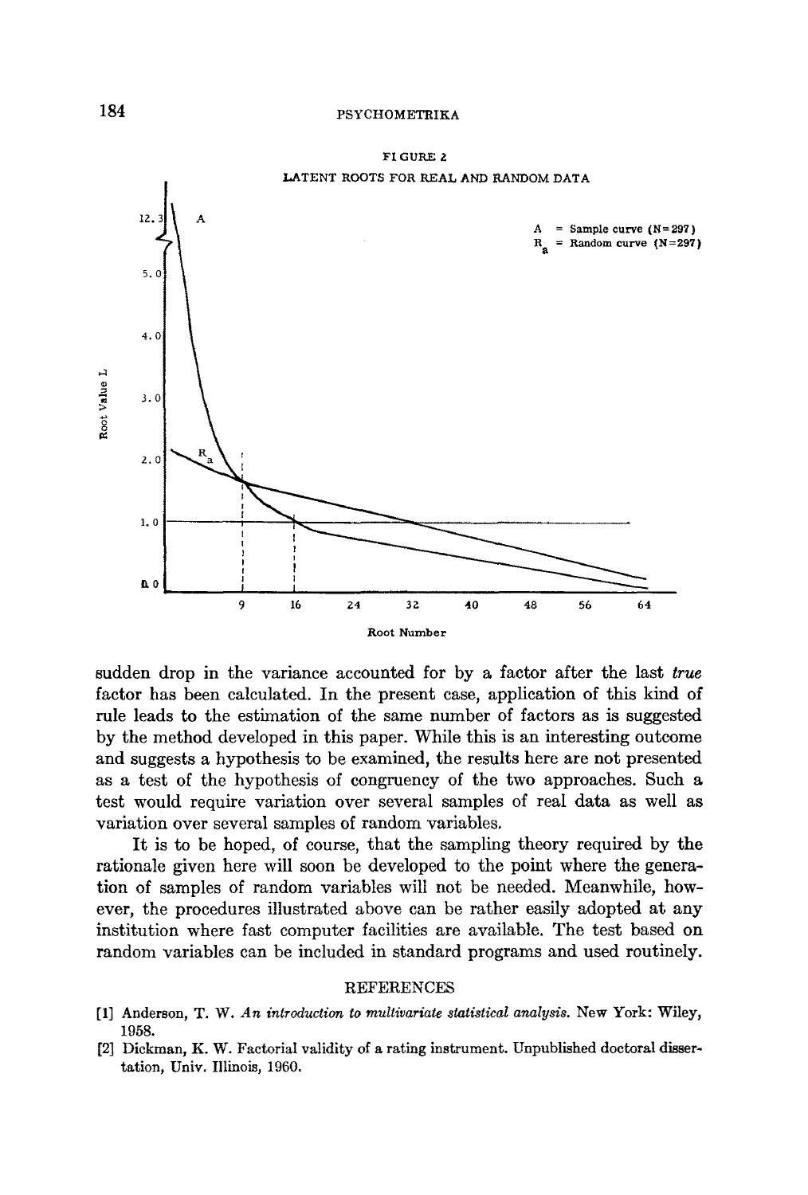FIGURE 2

LATENT ROOTS FOR REAL AND RANDOM DATA

sudden drop in the variance accounted for by a factor after the last *true* factor has been calculated. In the present case, application of this kind of rule leads to the estimation of the same number of factors as is suggested by the method developed in this paper. While this is an interesting outcome and suggests a hypothesis to be examined, the results here are not presented as a test of the hypothesis of congruency of the two approaches. Such a test would require variation over several samples of real data as well as variation over several samples of random variables.

It is to be hoped, of course, that the sampling theory required by the rationale given here will soon be developed to the point where the generation of samples of random variables will not be needed. Meanwhile, however, the procedures illustrated above can be rather easily adopted at any institution where fast computer facilities are available. The test based on random variables can be included in standard programs and used routinely.

## REFERENCES

[1] Anderson, T. W. *An introduction to multivariate statistical analysis.* New York: Wiley, 1958.

[2] Dickman, K. W. Factorial validity of a rating instrument. Unpublished doctoral dissertation, Univ. Illinois, 1960.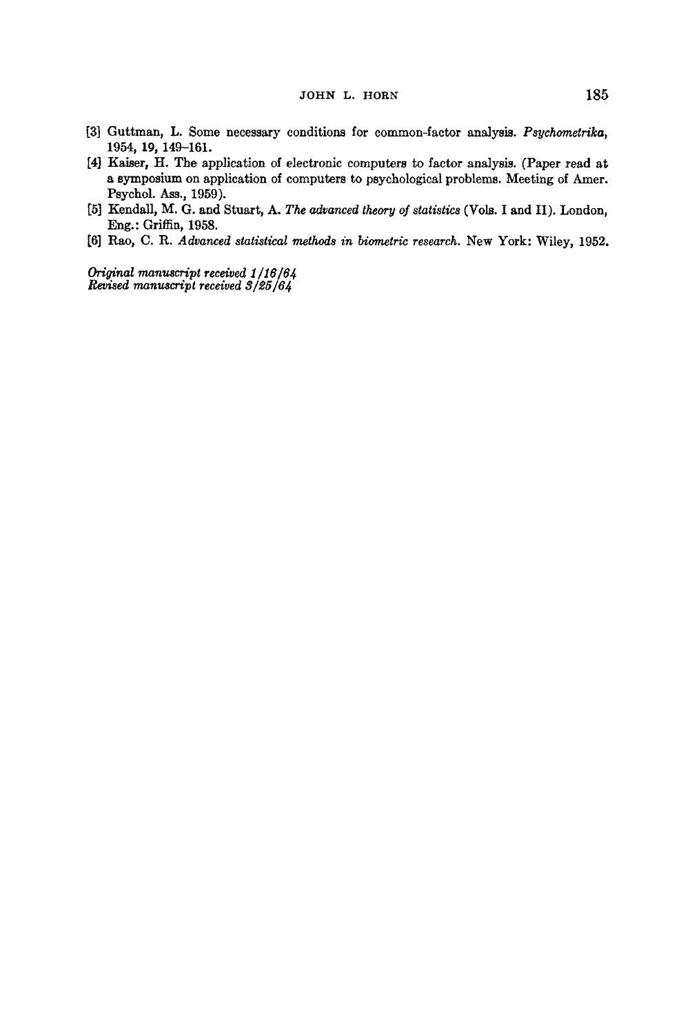[3] Guttman, L. Some necessary conditions for common-factor analysis. *Psychometrika*, 1954, **19**, 149–161.

[4] Kaiser, H. The application of electronic computers to factor analysis. (Paper read at a symposium on application of computers to psychological problems. Meeting of Amer. Psychol. Ass., 1959).

[5] Kendall, M. G. and Stuart, A. *The advanced theory of statistics* (Vols. I and II). London, Eng.: Griffin, 1958.

[6] Rao, C. R. *Advanced statistical methods in biometric research*. New York: Wiley, 1952.

*Original manuscript received 1/16/64*
*Revised manuscript received 3/25/64*